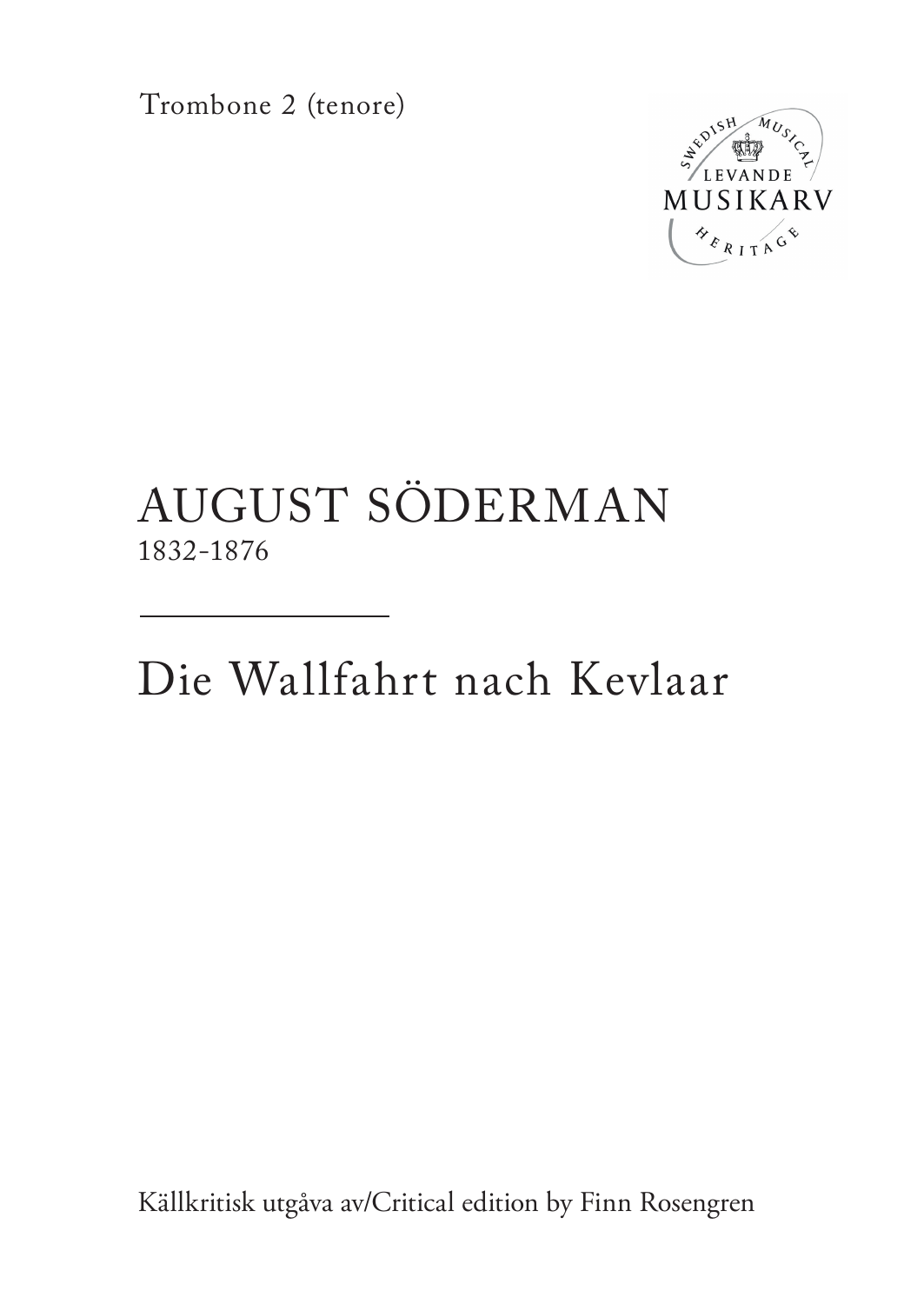Trombone 2 (tenore)

SWEDISH MUSICAL
LEVANDE
MUSIKARV
HERITAGE

# AUGUST SÖDERMAN

1832-1876

---

# Die Wallfahrt nach Kevlaar

Källkritisk utgåva av/Critical edition by Finn Rosengren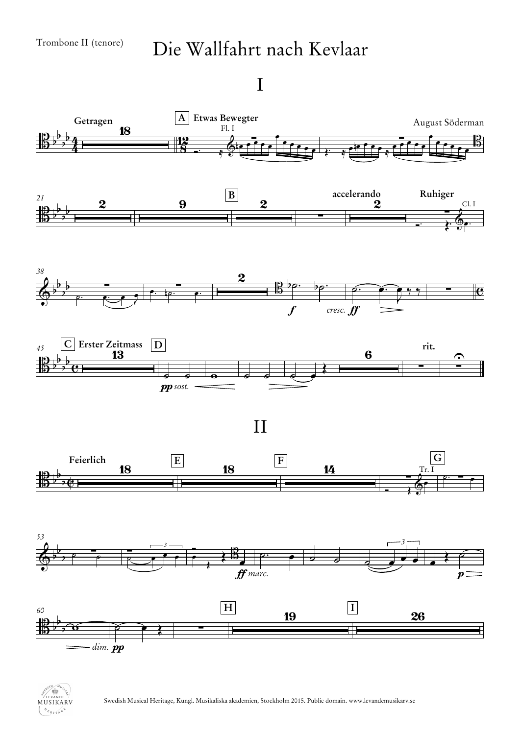Trombone II (tenore)

# Die Wallfahrt nach Kevlaar

## I

August Söderman

Getragen — A Etwas Bewegter — Fl. I

accelerando — Ruhiger — Cl. I

B

C Erster Zeitmass — D — rit.

## II

Feierlich — E — F — G — Tr. I

H — I

Swedish Musical Heritage, Kungl. Musikaliska akademien, Stockholm 2015. Public domain. www.levandemusikarv.se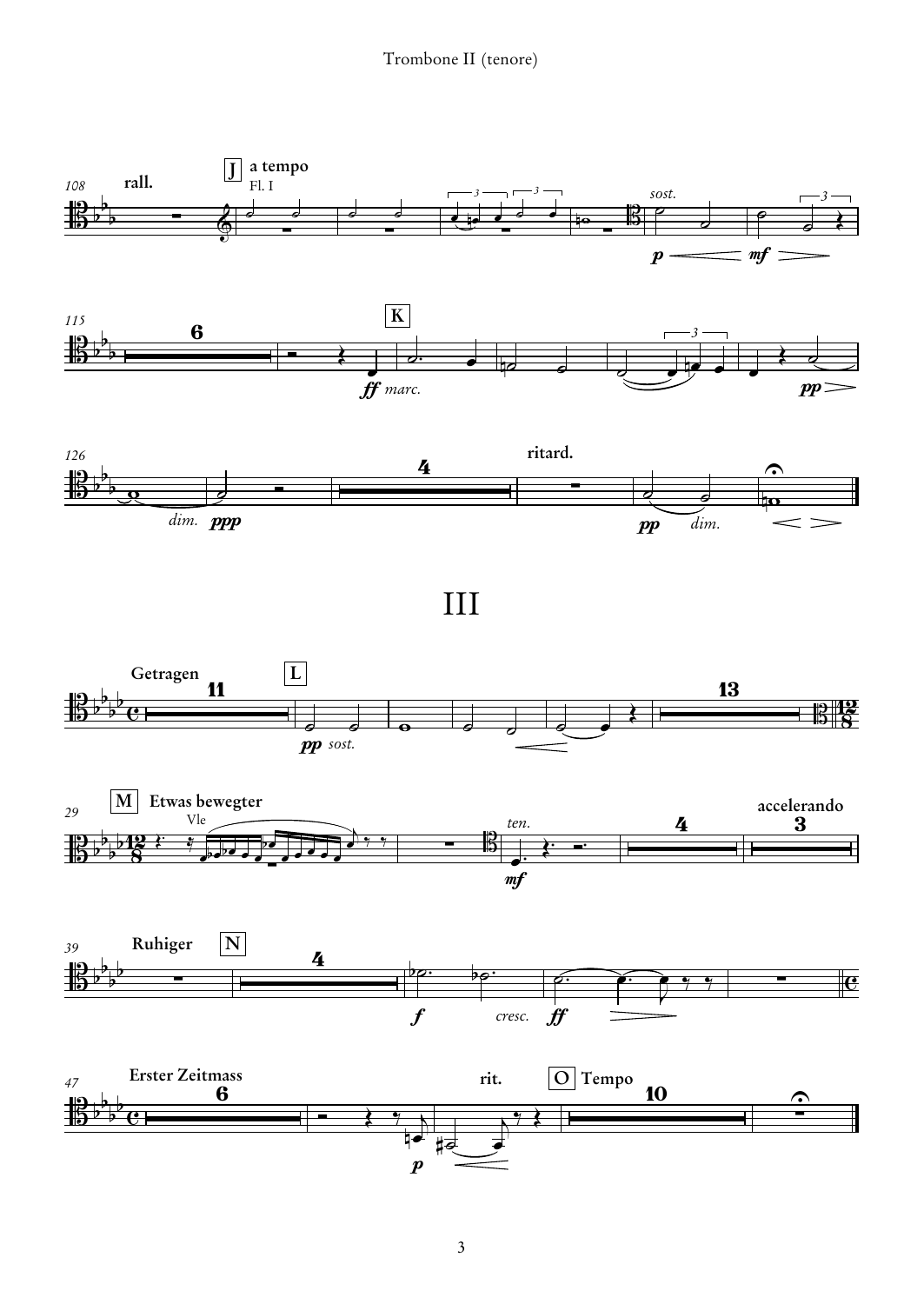# III